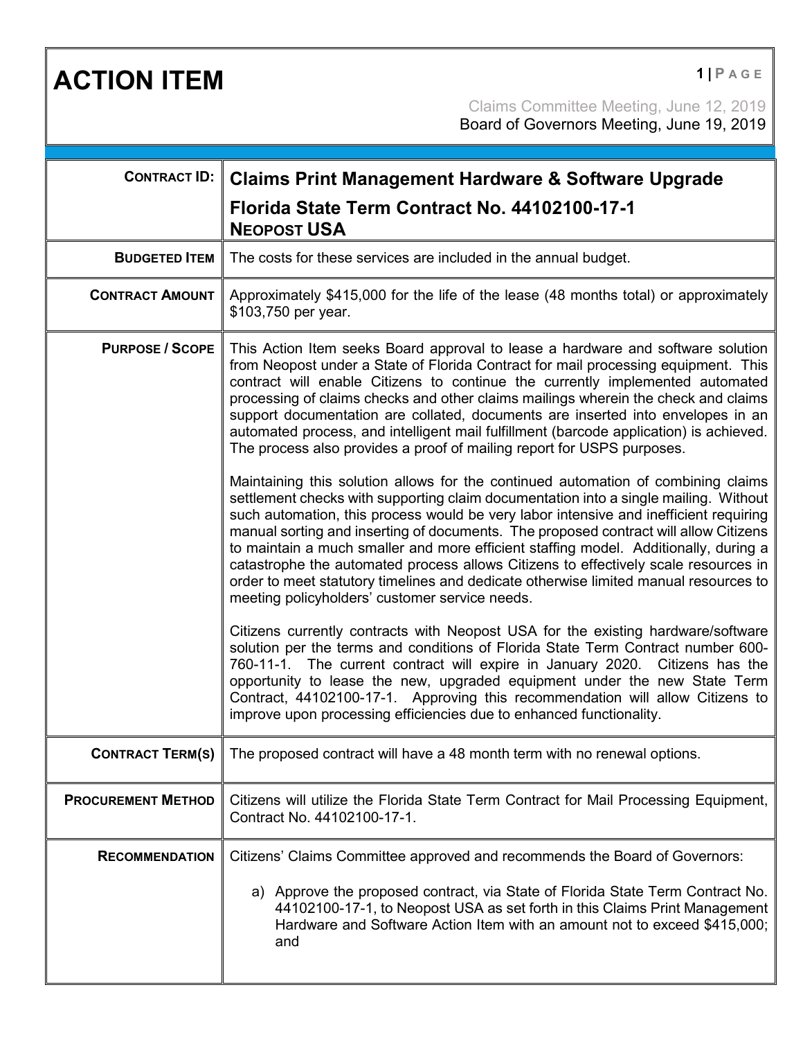# ACTION ITEM

Claims Committee Meeting, June 12, 2019
Board of Governors Meeting, June 19, 2019

| | |
|---|---|
| **CONTRACT ID:** | **Claims Print Management Hardware & Software Upgrade**<br>**Florida State Term Contract No. 44102100-17-1**<br>**NEOPOST USA** |
| **BUDGETED ITEM** | The costs for these services are included in the annual budget. |
| **CONTRACT AMOUNT** | Approximately $415,000 for the life of the lease (48 months total) or approximately $103,750 per year. |
| **PURPOSE / SCOPE** | This Action Item seeks Board approval to lease a hardware and software solution from Neopost under a State of Florida Contract for mail processing equipment. This contract will enable Citizens to continue the currently implemented automated processing of claims checks and other claims mailings wherein the check and claims support documentation are collated, documents are inserted into envelopes in an automated process, and intelligent mail fulfillment (barcode application) is achieved. The process also provides a proof of mailing report for USPS purposes.<br><br>Maintaining this solution allows for the continued automation of combining claims settlement checks with supporting claim documentation into a single mailing. Without such automation, this process would be very labor intensive and inefficient requiring manual sorting and inserting of documents. The proposed contract will allow Citizens to maintain a much smaller and more efficient staffing model. Additionally, during a catastrophe the automated process allows Citizens to effectively scale resources in order to meet statutory timelines and dedicate otherwise limited manual resources to meeting policyholders' customer service needs.<br><br>Citizens currently contracts with Neopost USA for the existing hardware/software solution per the terms and conditions of Florida State Term Contract number 600-760-11-1. The current contract will expire in January 2020. Citizens has the opportunity to lease the new, upgraded equipment under the new State Term Contract, 44102100-17-1. Approving this recommendation will allow Citizens to improve upon processing efficiencies due to enhanced functionality. |
| **CONTRACT TERM(S)** | The proposed contract will have a 48 month term with no renewal options. |
| **PROCUREMENT METHOD** | Citizens will utilize the Florida State Term Contract for Mail Processing Equipment, Contract No. 44102100-17-1. |
| **RECOMMENDATION** | Citizens' Claims Committee approved and recommends the Board of Governors:<br><br>a) Approve the proposed contract, via State of Florida State Term Contract No. 44102100-17-1, to Neopost USA as set forth in this Claims Print Management Hardware and Software Action Item with an amount not to exceed $415,000; and |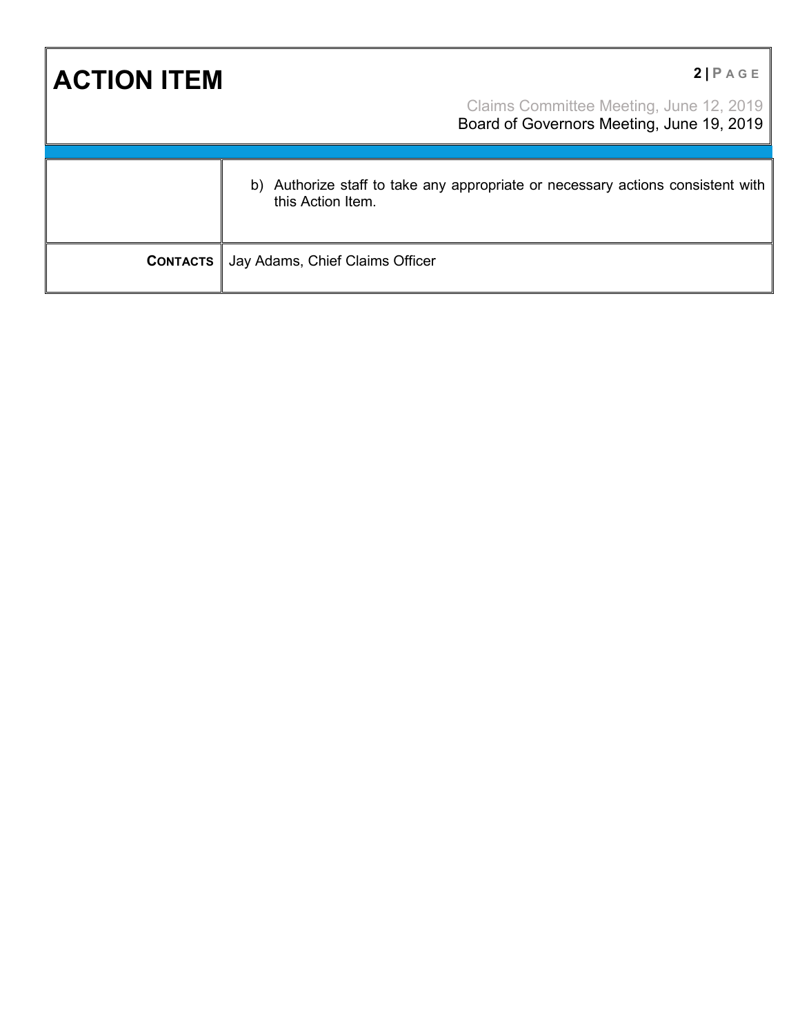| | |
|---|---|
| | b) Authorize staff to take any appropriate or necessary actions consistent with this Action Item. |
| **CONTACTS** | Jay Adams, Chief Claims Officer |